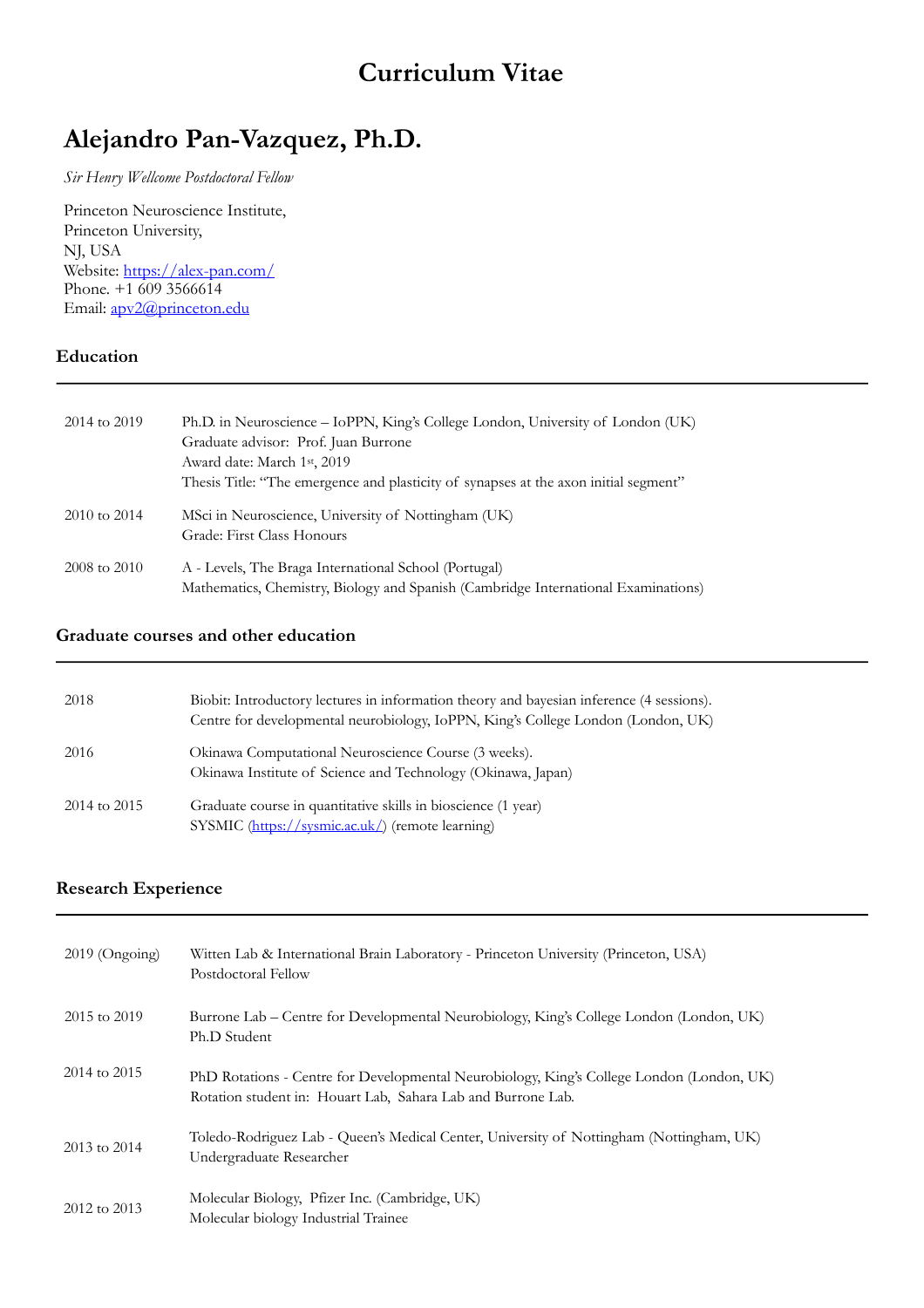# Curriculum Vitae

## Alejandro Pan-Vazquez, Ph.D.

*Sir Henry Wellcome Postdoctoral Fellow*

Princeton Neuroscience Institute,
Princeton University,
NJ, USA
Website: https://alex-pan.com/
Phone. +1 609 3566614
Email: apv2@princeton.edu

### Education

| | |
|---|---|
| 2014 to 2019 | Ph.D. in Neuroscience – IoPPN, King's College London, University of London (UK)<br>Graduate advisor: Prof. Juan Burrone<br>Award date: March 1st, 2019<br>Thesis Title: "The emergence and plasticity of synapses at the axon initial segment" |
| 2010 to 2014 | MSci in Neuroscience, University of Nottingham (UK)<br>Grade: First Class Honours |
| 2008 to 2010 | A - Levels, The Braga International School (Portugal)<br>Mathematics, Chemistry, Biology and Spanish (Cambridge International Examinations) |

### Graduate courses and other education

| | |
|---|---|
| 2018 | Biobit: Introductory lectures in information theory and bayesian inference (4 sessions).<br>Centre for developmental neurobiology, IoPPN, King's College London (London, UK) |
| 2016 | Okinawa Computational Neuroscience Course (3 weeks).<br>Okinawa Institute of Science and Technology (Okinawa, Japan) |
| 2014 to 2015 | Graduate course in quantitative skills in bioscience (1 year)<br>SYSMIC (https://sysmic.ac.uk/) (remote learning) |

### Research Experience

| | |
|---|---|
| 2019 (Ongoing) | Witten Lab & International Brain Laboratory - Princeton University (Princeton, USA)<br>Postdoctoral Fellow |
| 2015 to 2019 | Burrone Lab – Centre for Developmental Neurobiology, King's College London (London, UK)<br>Ph.D Student |
| 2014 to 2015 | PhD Rotations - Centre for Developmental Neurobiology, King's College London (London, UK)<br>Rotation student in: Houart Lab, Sahara Lab and Burrone Lab. |
| 2013 to 2014 | Toledo-Rodriguez Lab - Queen's Medical Center, University of Nottingham (Nottingham, UK)<br>Undergraduate Researcher |
| 2012 to 2013 | Molecular Biology, Pfizer Inc. (Cambridge, UK)<br>Molecular biology Industrial Trainee |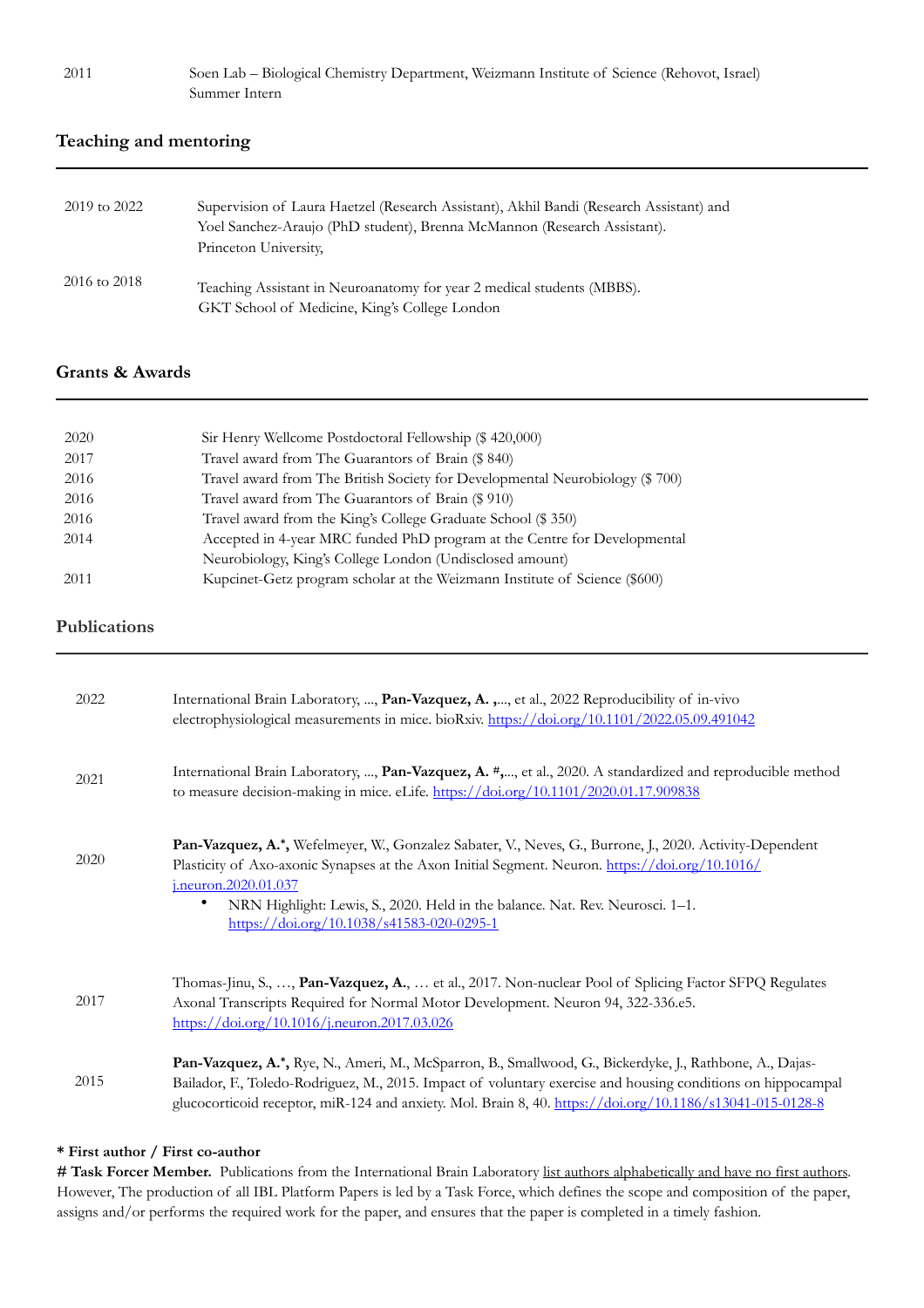| | |
|---|---|
| 2011 | Soen Lab – Biological Chemistry Department, Weizmann Institute of Science (Rehovot, Israel) Summer Intern |

## Teaching and mentoring

| | |
|---|---|
| 2019 to 2022 | Supervision of Laura Haetzel (Research Assistant), Akhil Bandi (Research Assistant) and Yoel Sanchez-Araujo (PhD student), Brenna McMannon (Research Assistant). Princeton University, |
| 2016 to 2018 | Teaching Assistant in Neuroanatomy for year 2 medical students (MBBS). GKT School of Medicine, King's College London |

## Grants & Awards

| | |
|---|---|
| 2020 | Sir Henry Wellcome Postdoctoral Fellowship ($ 420,000) |
| 2017 | Travel award from The Guarantors of Brain ($ 840) |
| 2016 | Travel award from The British Society for Developmental Neurobiology ($ 700) |
| 2016 | Travel award from The Guarantors of Brain ($ 910) |
| 2016 | Travel award from the King's College Graduate School ($ 350) |
| 2014 | Accepted in 4-year MRC funded PhD program at the Centre for Developmental Neurobiology, King's College London (Undisclosed amount) |
| 2011 | Kupcinet-Getz program scholar at the Weizmann Institute of Science ($600) |

## Publications

| | |
|---|---|
| 2022 | International Brain Laboratory, ..., **Pan-Vazquez, A. ,**..., et al., 2022 Reproducibility of in-vivo electrophysiological measurements in mice. bioRxiv. https://doi.org/10.1101/2022.05.09.491042 |
| 2021 | International Brain Laboratory, ..., **Pan-Vazquez, A. #,**..., et al., 2020. A standardized and reproducible method to measure decision-making in mice. eLife. https://doi.org/10.1101/2020.01.17.909838 |
| 2020 | **Pan-Vazquez, A.\*,** Wefelmeyer, W., Gonzalez Sabater, V., Neves, G., Burrone, J., 2020. Activity-Dependent Plasticity of Axo-axonic Synapses at the Axon Initial Segment. Neuron. https://doi.org/10.1016/j.neuron.2020.01.037 <br>• NRN Highlight: Lewis, S., 2020. Held in the balance. Nat. Rev. Neurosci. 1–1. https://doi.org/10.1038/s41583-020-0295-1 |
| 2017 | Thomas-Jinu, S., …, **Pan-Vazquez, A.**, … et al., 2017. Non-nuclear Pool of Splicing Factor SFPQ Regulates Axonal Transcripts Required for Normal Motor Development. Neuron 94, 322-336.e5. https://doi.org/10.1016/j.neuron.2017.03.026 |
| 2015 | **Pan-Vazquez, A.\*,** Rye, N., Ameri, M., McSparron, B., Smallwood, G., Bickerdyke, J., Rathbone, A., Dajas-Bailador, F., Toledo-Rodriguez, M., 2015. Impact of voluntary exercise and housing conditions on hippocampal glucocorticoid receptor, miR-124 and anxiety. Mol. Brain 8, 40. https://doi.org/10.1186/s13041-015-0128-8 |

**\* First author / First co-author**
**# Task Forcer Member.** Publications from the International Brain Laboratory list authors alphabetically and have no first authors. However, The production of all IBL Platform Papers is led by a Task Force, which defines the scope and composition of the paper, assigns and/or performs the required work for the paper, and ensures that the paper is completed in a timely fashion.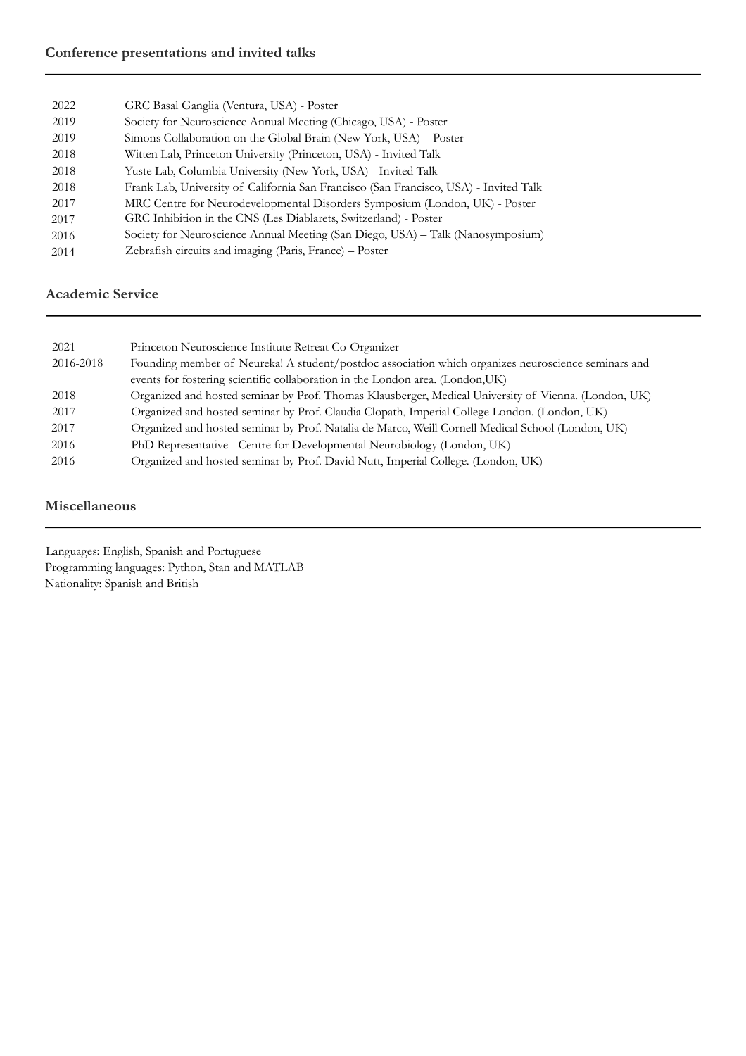## Conference presentations and invited talks

| | |
|---|---|
| 2022 | GRC Basal Ganglia (Ventura, USA) - Poster |
| 2019 | Society for Neuroscience Annual Meeting (Chicago, USA) - Poster |
| 2019 | Simons Collaboration on the Global Brain (New York, USA) – Poster |
| 2018 | Witten Lab, Princeton University (Princeton, USA) - Invited Talk |
| 2018 | Yuste Lab, Columbia University (New York, USA) - Invited Talk |
| 2018 | Frank Lab, University of California San Francisco (San Francisco, USA) - Invited Talk |
| 2017 | MRC Centre for Neurodevelopmental Disorders Symposium (London, UK) - Poster |
| 2017 | GRC Inhibition in the CNS (Les Diablarets, Switzerland) - Poster |
| 2016 | Society for Neuroscience Annual Meeting (San Diego, USA) – Talk (Nanosymposium) |
| 2014 | Zebrafish circuits and imaging (Paris, France) – Poster |

## Academic Service

| | |
|---|---|
| 2021 | Princeton Neuroscience Institute Retreat Co-Organizer |
| 2016-2018 | Founding member of Neureka! A student/postdoc association which organizes neuroscience seminars and events for fostering scientific collaboration in the London area. (London,UK) |
| 2018 | Organized and hosted seminar by Prof. Thomas Klausberger, Medical University of Vienna. (London, UK) |
| 2017 | Organized and hosted seminar by Prof. Claudia Clopath, Imperial College London. (London, UK) |
| 2017 | Organized and hosted seminar by Prof. Natalia de Marco, Weill Cornell Medical School (London, UK) |
| 2016 | PhD Representative - Centre for Developmental Neurobiology (London, UK) |
| 2016 | Organized and hosted seminar by Prof. David Nutt, Imperial College. (London, UK) |

## Miscellaneous

Languages: English, Spanish and Portuguese
Programming languages: Python, Stan and MATLAB
Nationality: Spanish and British